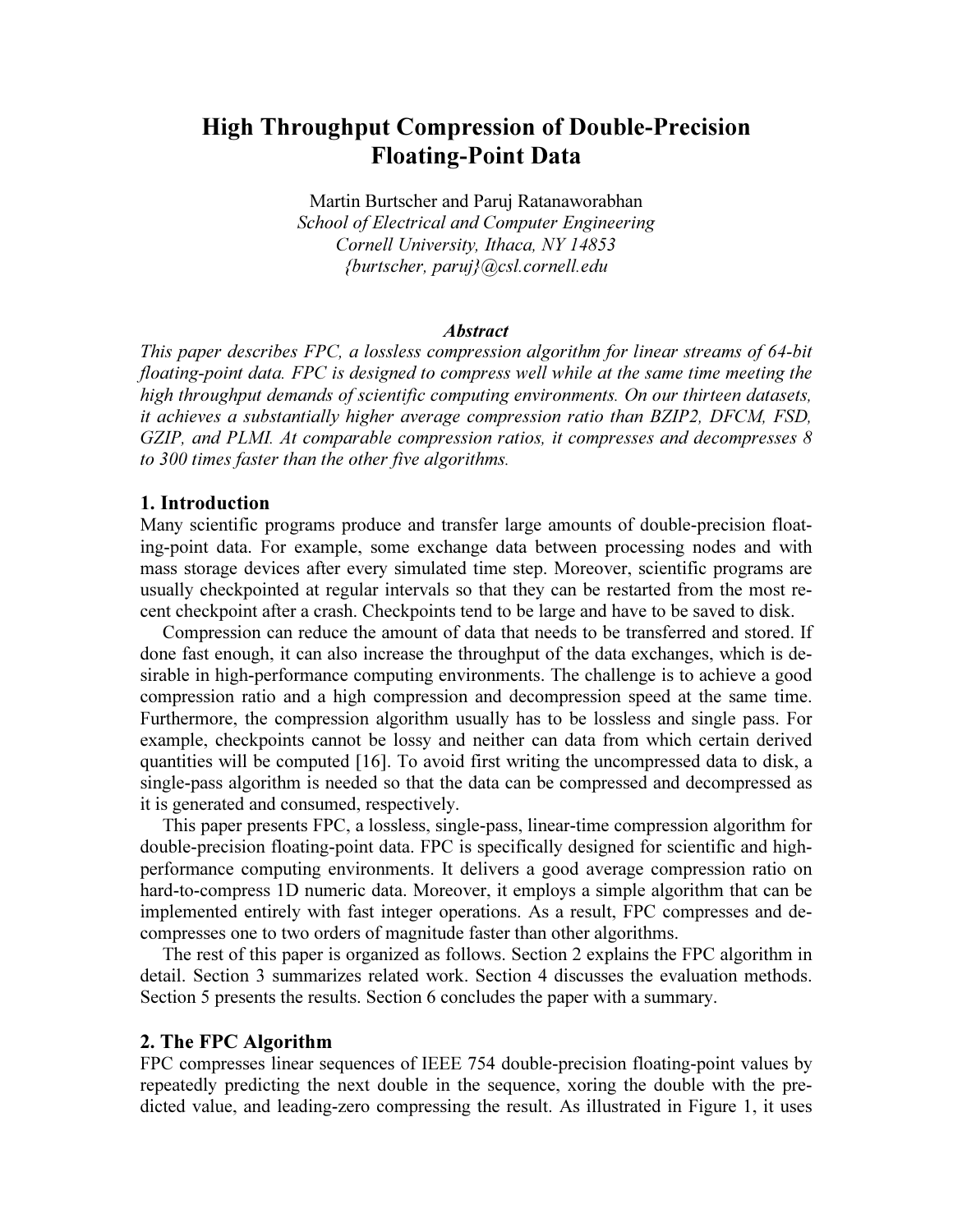# High Throughput Compression of Double-Precision Floating-Point Data

Martin Burtscher and Paruj Ratanaworabhan
*School of Electrical and Computer Engineering*
*Cornell University, Ithaca, NY 14853*
*{burtscher, paruj}@csl.cornell.edu*

### *Abstract*

*This paper describes FPC, a lossless compression algorithm for linear streams of 64-bit floating-point data. FPC is designed to compress well while at the same time meeting the high throughput demands of scientific computing environments. On our thirteen datasets, it achieves a substantially higher average compression ratio than BZIP2, DFCM, FSD, GZIP, and PLMI. At comparable compression ratios, it compresses and decompresses 8 to 300 times faster than the other five algorithms.*

## 1. Introduction

Many scientific programs produce and transfer large amounts of double-precision floating-point data. For example, some exchange data between processing nodes and with mass storage devices after every simulated time step. Moreover, scientific programs are usually checkpointed at regular intervals so that they can be restarted from the most recent checkpoint after a crash. Checkpoints tend to be large and have to be saved to disk.

Compression can reduce the amount of data that needs to be transferred and stored. If done fast enough, it can also increase the throughput of the data exchanges, which is desirable in high-performance computing environments. The challenge is to achieve a good compression ratio and a high compression and decompression speed at the same time. Furthermore, the compression algorithm usually has to be lossless and single pass. For example, checkpoints cannot be lossy and neither can data from which certain derived quantities will be computed [16]. To avoid first writing the uncompressed data to disk, a single-pass algorithm is needed so that the data can be compressed and decompressed as it is generated and consumed, respectively.

This paper presents FPC, a lossless, single-pass, linear-time compression algorithm for double-precision floating-point data. FPC is specifically designed for scientific and high-performance computing environments. It delivers a good average compression ratio on hard-to-compress 1D numeric data. Moreover, it employs a simple algorithm that can be implemented entirely with fast integer operations. As a result, FPC compresses and decompresses one to two orders of magnitude faster than other algorithms.

The rest of this paper is organized as follows. Section 2 explains the FPC algorithm in detail. Section 3 summarizes related work. Section 4 discusses the evaluation methods. Section 5 presents the results. Section 6 concludes the paper with a summary.

## 2. The FPC Algorithm

FPC compresses linear sequences of IEEE 754 double-precision floating-point values by repeatedly predicting the next double in the sequence, xoring the double with the predicted value, and leading-zero compressing the result. As illustrated in Figure 1, it uses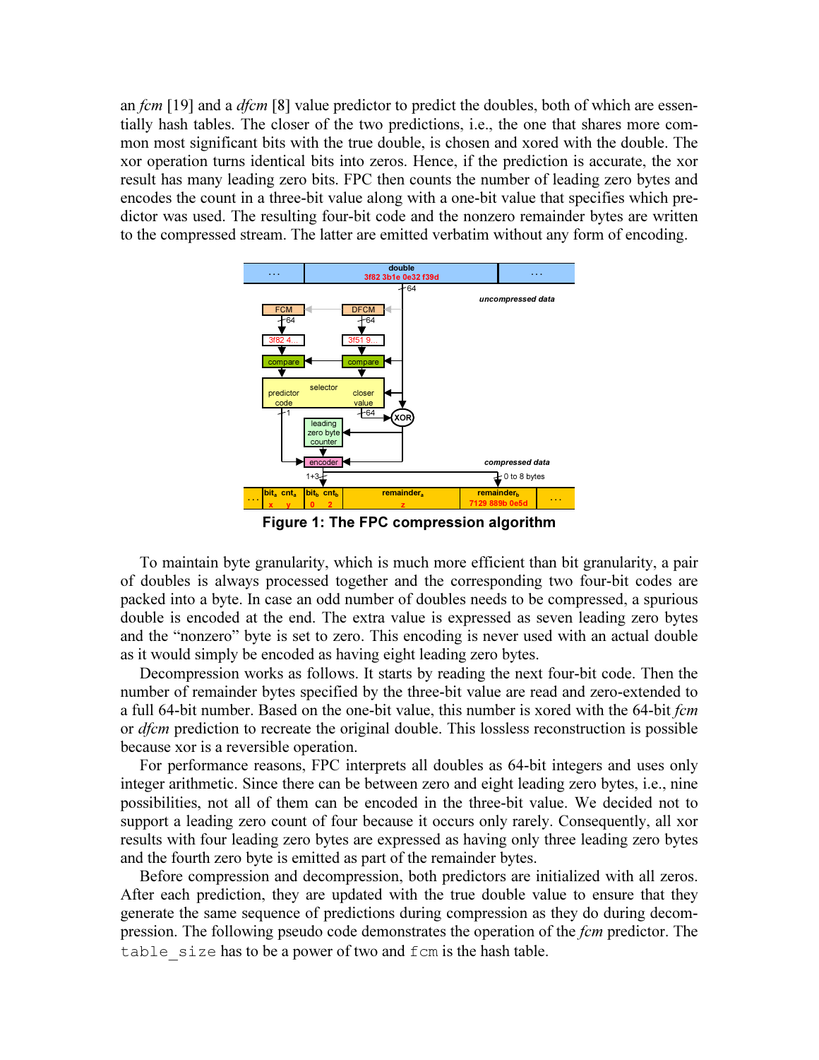an *fcm* [19] and a *dfcm* [8] value predictor to predict the doubles, both of which are essentially hash tables. The closer of the two predictions, i.e., the one that shares more common most significant bits with the true double, is chosen and xored with the double. The xor operation turns identical bits into zeros. Hence, if the prediction is accurate, the xor result has many leading zero bits. FPC then counts the number of leading zero bytes and encodes the count in a three-bit value along with a one-bit value that specifies which predictor was used. The resulting four-bit code and the nonzero remainder bytes are written to the compressed stream. The latter are emitted verbatim without any form of encoding.

...
double
3f82 3b1e 0e32 f39d
...
64
uncompressed data
FCM
DFCM
64
64
3f82 4...
3f51 9...
compare
compare
selector
predictor code
closer value
1
64
XOR
leading zero byte counter
encoder
compressed data
1+3
0 to 8 bytes
...
$bit_a$ $cnt_a$
x y
$bit_b$ $cnt_b$
0 2
$remainder_a$
z
$remainder_b$
7129 889b 0e5d
...

**Figure 1: The FPC compression algorithm**

To maintain byte granularity, which is much more efficient than bit granularity, a pair of doubles is always processed together and the corresponding two four-bit codes are packed into a byte. In case an odd number of doubles needs to be compressed, a spurious double is encoded at the end. The extra value is expressed as seven leading zero bytes and the "nonzero" byte is set to zero. This encoding is never used with an actual double as it would simply be encoded as having eight leading zero bytes.

Decompression works as follows. It starts by reading the next four-bit code. Then the number of remainder bytes specified by the three-bit value are read and zero-extended to a full 64-bit number. Based on the one-bit value, this number is xored with the 64-bit *fcm* or *dfcm* prediction to recreate the original double. This lossless reconstruction is possible because xor is a reversible operation.

For performance reasons, FPC interprets all doubles as 64-bit integers and uses only integer arithmetic. Since there can be between zero and eight leading zero bytes, i.e., nine possibilities, not all of them can be encoded in the three-bit value. We decided not to support a leading zero count of four because it occurs only rarely. Consequently, all xor results with four leading zero bytes are expressed as having only three leading zero bytes and the fourth zero byte is emitted as part of the remainder bytes.

Before compression and decompression, both predictors are initialized with all zeros. After each prediction, they are updated with the true double value to ensure that they generate the same sequence of predictions during compression as they do during decompression. The following pseudo code demonstrates the operation of the *fcm* predictor. The `table_size` has to be a power of two and `fcm` is the hash table.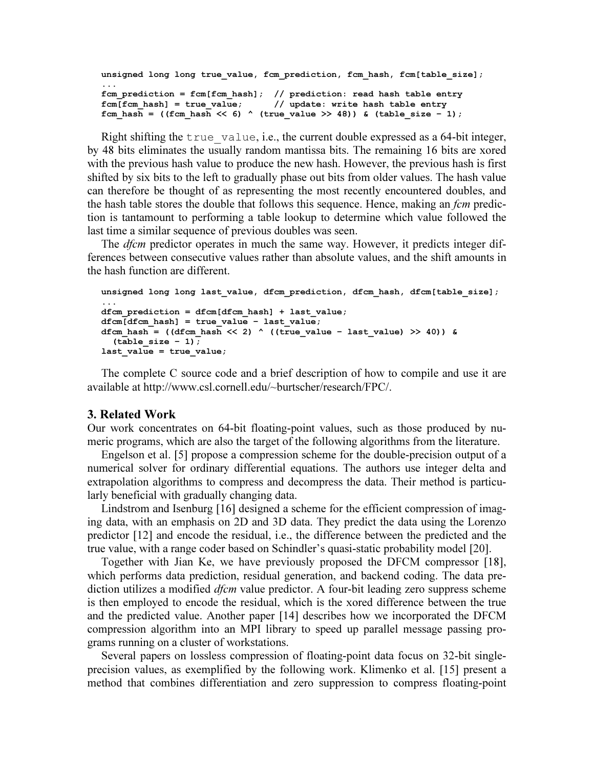```
unsigned long long true_value, fcm_prediction, fcm_hash, fcm[table_size];
...
fcm_prediction = fcm[fcm_hash];  // prediction: read hash table entry
fcm[fcm_hash] = true_value;      // update: write hash table entry
fcm_hash = ((fcm_hash << 6) ^ (true_value >> 48)) & (table_size - 1);
```

Right shifting the `true_value`, i.e., the current double expressed as a 64-bit integer, by 48 bits eliminates the usually random mantissa bits. The remaining 16 bits are xored with the previous hash value to produce the new hash. However, the previous hash is first shifted by six bits to the left to gradually phase out bits from older values. The hash value can therefore be thought of as representing the most recently encountered doubles, and the hash table stores the double that follows this sequence. Hence, making an *fcm* prediction is tantamount to performing a table lookup to determine which value followed the last time a similar sequence of previous doubles was seen.

The *dfcm* predictor operates in much the same way. However, it predicts integer differences between consecutive values rather than absolute values, and the shift amounts in the hash function are different.

```
unsigned long long last_value, dfcm_prediction, dfcm_hash, dfcm[table_size];
...
dfcm_prediction = dfcm[dfcm_hash] + last_value;
dfcm[dfcm_hash] = true_value - last_value;
dfcm_hash = ((dfcm_hash << 2) ^ ((true_value - last_value) >> 40)) &
  (table_size - 1);
last_value = true_value;
```

The complete C source code and a brief description of how to compile and use it are available at http://www.csl.cornell.edu/~burtscher/research/FPC/.

## 3. Related Work

Our work concentrates on 64-bit floating-point values, such as those produced by numeric programs, which are also the target of the following algorithms from the literature.

Engelson et al. [5] propose a compression scheme for the double-precision output of a numerical solver for ordinary differential equations. The authors use integer delta and extrapolation algorithms to compress and decompress the data. Their method is particularly beneficial with gradually changing data.

Lindstrom and Isenburg [16] designed a scheme for the efficient compression of imaging data, with an emphasis on 2D and 3D data. They predict the data using the Lorenzo predictor [12] and encode the residual, i.e., the difference between the predicted and the true value, with a range coder based on Schindler's quasi-static probability model [20].

Together with Jian Ke, we have previously proposed the DFCM compressor [18], which performs data prediction, residual generation, and backend coding. The data prediction utilizes a modified *dfcm* value predictor. A four-bit leading zero suppress scheme is then employed to encode the residual, which is the xored difference between the true and the predicted value. Another paper [14] describes how we incorporated the DFCM compression algorithm into an MPI library to speed up parallel message passing programs running on a cluster of workstations.

Several papers on lossless compression of floating-point data focus on 32-bit single-precision values, as exemplified by the following work. Klimenko et al. [15] present a method that combines differentiation and zero suppression to compress floating-point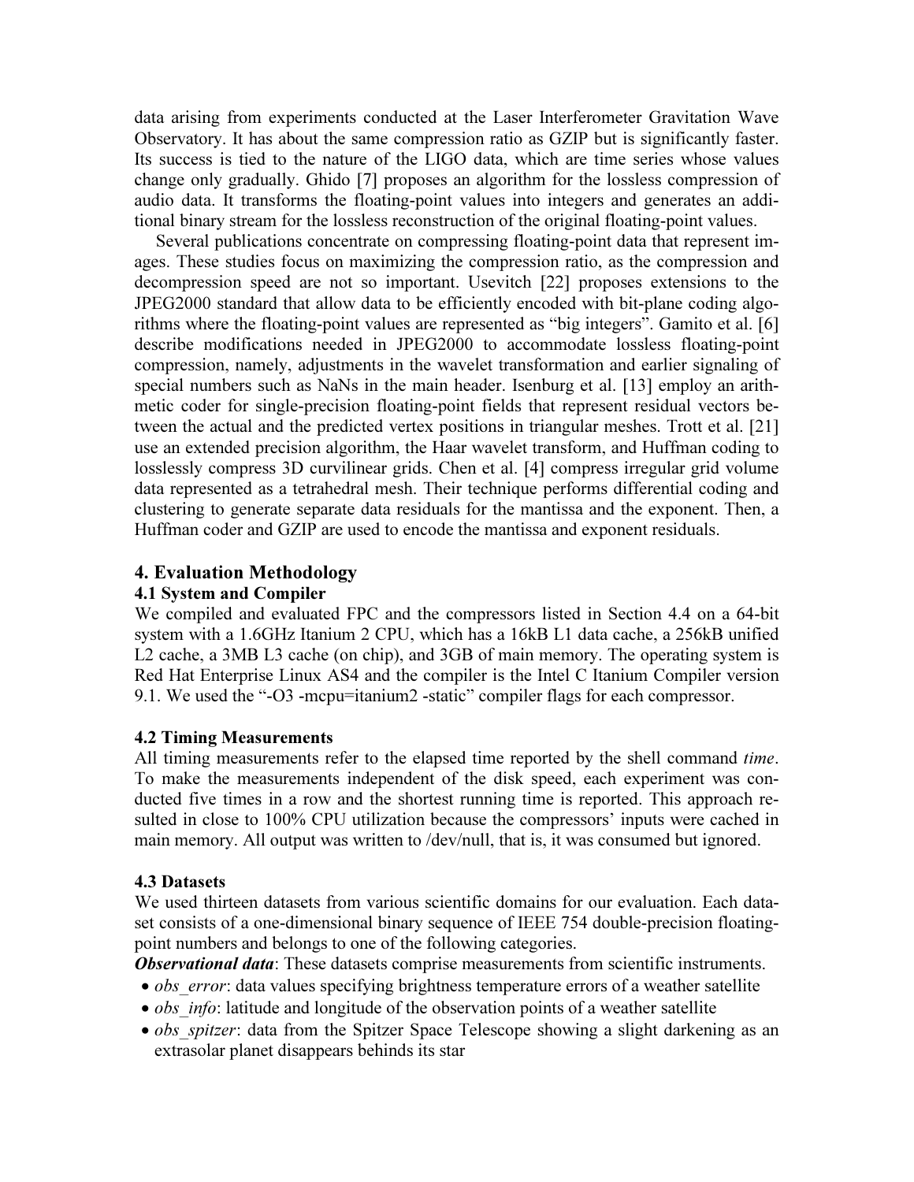data arising from experiments conducted at the Laser Interferometer Gravitation Wave Observatory. It has about the same compression ratio as GZIP but is significantly faster. Its success is tied to the nature of the LIGO data, which are time series whose values change only gradually. Ghido [7] proposes an algorithm for the lossless compression of audio data. It transforms the floating-point values into integers and generates an additional binary stream for the lossless reconstruction of the original floating-point values.

Several publications concentrate on compressing floating-point data that represent images. These studies focus on maximizing the compression ratio, as the compression and decompression speed are not so important. Usevitch [22] proposes extensions to the JPEG2000 standard that allow data to be efficiently encoded with bit-plane coding algorithms where the floating-point values are represented as "big integers". Gamito et al. [6] describe modifications needed in JPEG2000 to accommodate lossless floating-point compression, namely, adjustments in the wavelet transformation and earlier signaling of special numbers such as NaNs in the main header. Isenburg et al. [13] employ an arithmetic coder for single-precision floating-point fields that represent residual vectors between the actual and the predicted vertex positions in triangular meshes. Trott et al. [21] use an extended precision algorithm, the Haar wavelet transform, and Huffman coding to losslessly compress 3D curvilinear grids. Chen et al. [4] compress irregular grid volume data represented as a tetrahedral mesh. Their technique performs differential coding and clustering to generate separate data residuals for the mantissa and the exponent. Then, a Huffman coder and GZIP are used to encode the mantissa and exponent residuals.

## 4. Evaluation Methodology

### 4.1 System and Compiler

We compiled and evaluated FPC and the compressors listed in Section 4.4 on a 64-bit system with a 1.6GHz Itanium 2 CPU, which has a 16kB L1 data cache, a 256kB unified L2 cache, a 3MB L3 cache (on chip), and 3GB of main memory. The operating system is Red Hat Enterprise Linux AS4 and the compiler is the Intel C Itanium Compiler version 9.1. We used the "-O3 -mcpu=itanium2 -static" compiler flags for each compressor.

### 4.2 Timing Measurements

All timing measurements refer to the elapsed time reported by the shell command *time*. To make the measurements independent of the disk speed, each experiment was conducted five times in a row and the shortest running time is reported. This approach resulted in close to 100% CPU utilization because the compressors' inputs were cached in main memory. All output was written to /dev/null, that is, it was consumed but ignored.

### 4.3 Datasets

We used thirteen datasets from various scientific domains for our evaluation. Each dataset consists of a one-dimensional binary sequence of IEEE 754 double-precision floating-point numbers and belongs to one of the following categories.

***Observational data***: These datasets comprise measurements from scientific instruments.

- *obs_error*: data values specifying brightness temperature errors of a weather satellite
- *obs_info*: latitude and longitude of the observation points of a weather satellite
- *obs_spitzer*: data from the Spitzer Space Telescope showing a slight darkening as an extrasolar planet disappears behinds its star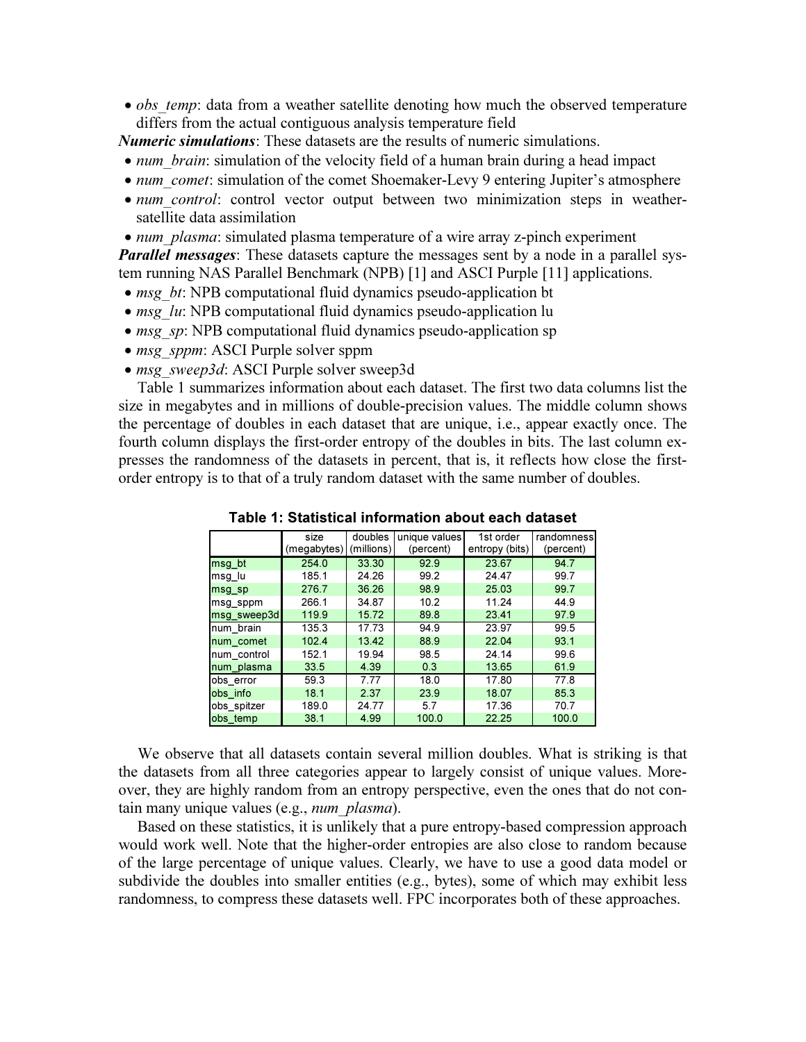- *obs_temp*: data from a weather satellite denoting how much the observed temperature differs from the actual contiguous analysis temperature field

***Numeric simulations***: These datasets are the results of numeric simulations.

- *num_brain*: simulation of the velocity field of a human brain during a head impact
- *num_comet*: simulation of the comet Shoemaker-Levy 9 entering Jupiter's atmosphere
- *num_control*: control vector output between two minimization steps in weather-satellite data assimilation
- *num_plasma*: simulated plasma temperature of a wire array z-pinch experiment

***Parallel messages***: These datasets capture the messages sent by a node in a parallel system running NAS Parallel Benchmark (NPB) [1] and ASCI Purple [11] applications.

- *msg_bt*: NPB computational fluid dynamics pseudo-application bt
- *msg_lu*: NPB computational fluid dynamics pseudo-application lu
- *msg_sp*: NPB computational fluid dynamics pseudo-application sp
- *msg_sppm*: ASCI Purple solver sppm
- *msg_sweep3d*: ASCI Purple solver sweep3d

Table 1 summarizes information about each dataset. The first two data columns list the size in megabytes and in millions of double-precision values. The middle column shows the percentage of doubles in each dataset that are unique, i.e., appear exactly once. The fourth column displays the first-order entropy of the doubles in bits. The last column expresses the randomness of the datasets in percent, that is, it reflects how close the first-order entropy is to that of a truly random dataset with the same number of doubles.

**Table 1: Statistical information about each dataset**

| | size (megabytes) | doubles (millions) | unique values (percent) | 1st order entropy (bits) | randomness (percent) |
|---|---|---|---|---|---|
| msg_bt | 254.0 | 33.30 | 92.9 | 23.67 | 94.7 |
| msg_lu | 185.1 | 24.26 | 99.2 | 24.47 | 99.7 |
| msg_sp | 276.7 | 36.26 | 98.9 | 25.03 | 99.7 |
| msg_sppm | 266.1 | 34.87 | 10.2 | 11.24 | 44.9 |
| msg_sweep3d | 119.9 | 15.72 | 89.8 | 23.41 | 97.9 |
| num_brain | 135.3 | 17.73 | 94.9 | 23.97 | 99.5 |
| num_comet | 102.4 | 13.42 | 88.9 | 22.04 | 93.1 |
| num_control | 152.1 | 19.94 | 98.5 | 24.14 | 99.6 |
| num_plasma | 33.5 | 4.39 | 0.3 | 13.65 | 61.9 |
| obs_error | 59.3 | 7.77 | 18.0 | 17.80 | 77.8 |
| obs_info | 18.1 | 2.37 | 23.9 | 18.07 | 85.3 |
| obs_spitzer | 189.0 | 24.77 | 5.7 | 17.36 | 70.7 |
| obs_temp | 38.1 | 4.99 | 100.0 | 22.25 | 100.0 |

We observe that all datasets contain several million doubles. What is striking is that the datasets from all three categories appear to largely consist of unique values. Moreover, they are highly random from an entropy perspective, even the ones that do not contain many unique values (e.g., *num_plasma*).

Based on these statistics, it is unlikely that a pure entropy-based compression approach would work well. Note that the higher-order entropies are also close to random because of the large percentage of unique values. Clearly, we have to use a good data model or subdivide the doubles into smaller entities (e.g., bytes), some of which may exhibit less randomness, to compress these datasets well. FPC incorporates both of these approaches.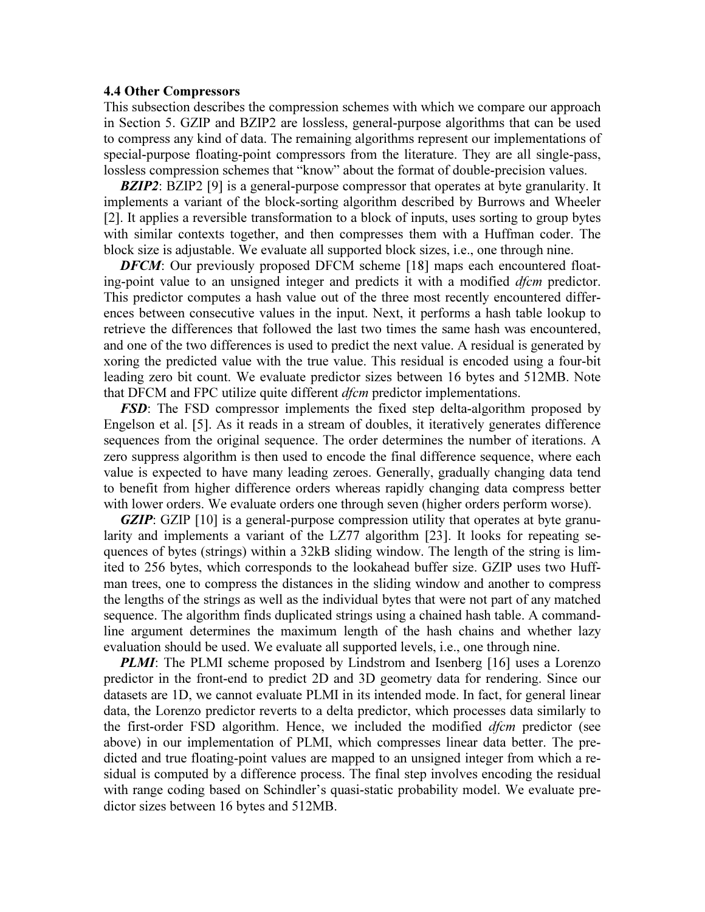### 4.4 Other Compressors

This subsection describes the compression schemes with which we compare our approach in Section 5. GZIP and BZIP2 are lossless, general-purpose algorithms that can be used to compress any kind of data. The remaining algorithms represent our implementations of special-purpose floating-point compressors from the literature. They are all single-pass, lossless compression schemes that "know" about the format of double-precision values.

***BZIP2***: BZIP2 [9] is a general-purpose compressor that operates at byte granularity. It implements a variant of the block-sorting algorithm described by Burrows and Wheeler [2]. It applies a reversible transformation to a block of inputs, uses sorting to group bytes with similar contexts together, and then compresses them with a Huffman coder. The block size is adjustable. We evaluate all supported block sizes, i.e., one through nine.

***DFCM***: Our previously proposed DFCM scheme [18] maps each encountered floating-point value to an unsigned integer and predicts it with a modified *dfcm* predictor. This predictor computes a hash value out of the three most recently encountered differences between consecutive values in the input. Next, it performs a hash table lookup to retrieve the differences that followed the last two times the same hash was encountered, and one of the two differences is used to predict the next value. A residual is generated by xoring the predicted value with the true value. This residual is encoded using a four-bit leading zero bit count. We evaluate predictor sizes between 16 bytes and 512MB. Note that DFCM and FPC utilize quite different *dfcm* predictor implementations.

***FSD***: The FSD compressor implements the fixed step delta-algorithm proposed by Engelson et al. [5]. As it reads in a stream of doubles, it iteratively generates difference sequences from the original sequence. The order determines the number of iterations. A zero suppress algorithm is then used to encode the final difference sequence, where each value is expected to have many leading zeroes. Generally, gradually changing data tend to benefit from higher difference orders whereas rapidly changing data compress better with lower orders. We evaluate orders one through seven (higher orders perform worse).

***GZIP***: GZIP [10] is a general-purpose compression utility that operates at byte granularity and implements a variant of the LZ77 algorithm [23]. It looks for repeating sequences of bytes (strings) within a 32kB sliding window. The length of the string is limited to 256 bytes, which corresponds to the lookahead buffer size. GZIP uses two Huffman trees, one to compress the distances in the sliding window and another to compress the lengths of the strings as well as the individual bytes that were not part of any matched sequence. The algorithm finds duplicated strings using a chained hash table. A command-line argument determines the maximum length of the hash chains and whether lazy evaluation should be used. We evaluate all supported levels, i.e., one through nine.

***PLMI***: The PLMI scheme proposed by Lindstrom and Isenberg [16] uses a Lorenzo predictor in the front-end to predict 2D and 3D geometry data for rendering. Since our datasets are 1D, we cannot evaluate PLMI in its intended mode. In fact, for general linear data, the Lorenzo predictor reverts to a delta predictor, which processes data similarly to the first-order FSD algorithm. Hence, we included the modified *dfcm* predictor (see above) in our implementation of PLMI, which compresses linear data better. The predicted and true floating-point values are mapped to an unsigned integer from which a residual is computed by a difference process. The final step involves encoding the residual with range coding based on Schindler's quasi-static probability model. We evaluate predictor sizes between 16 bytes and 512MB.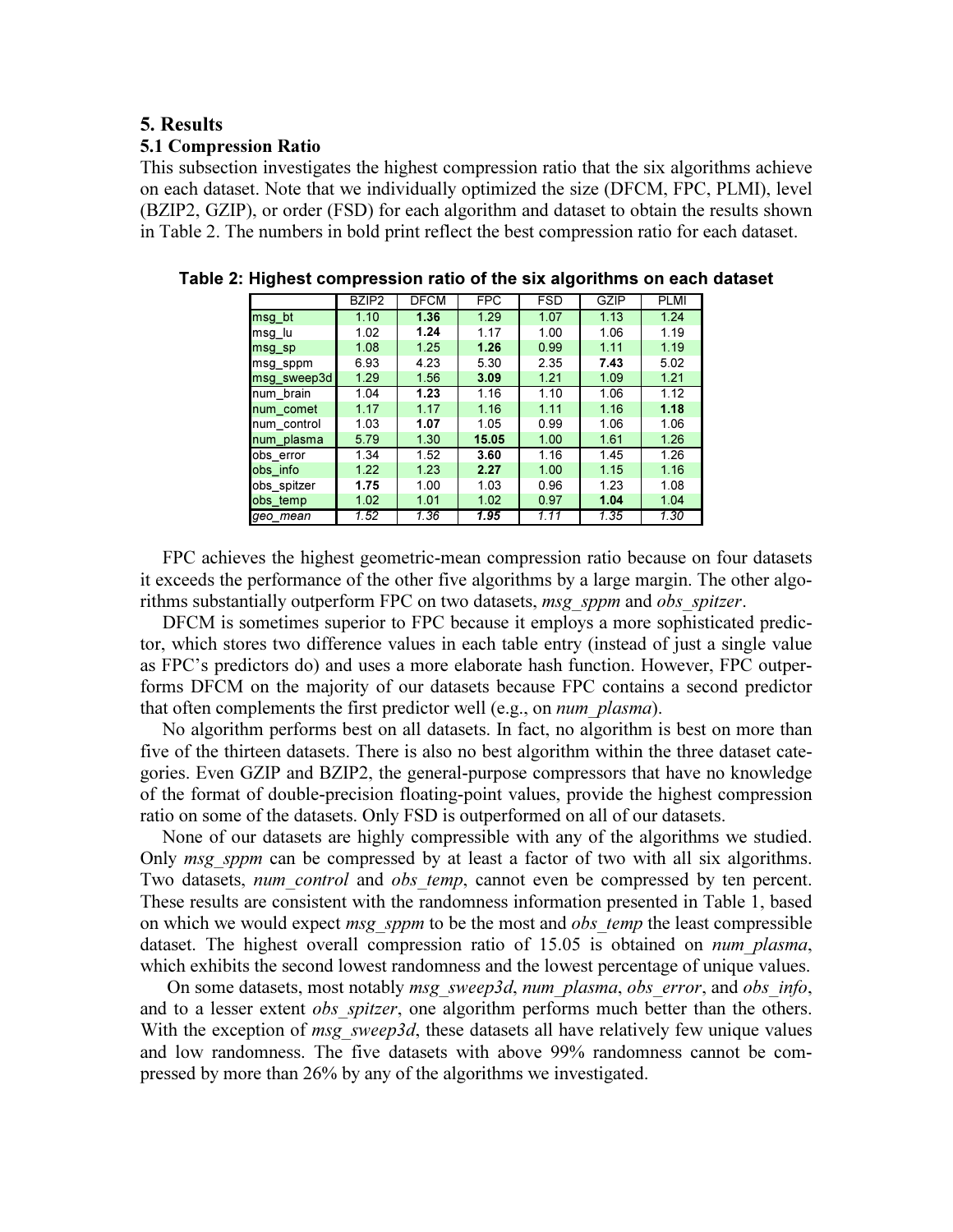## 5. Results

### 5.1 Compression Ratio

This subsection investigates the highest compression ratio that the six algorithms achieve on each dataset. Note that we individually optimized the size (DFCM, FPC, PLMI), level (BZIP2, GZIP), or order (FSD) for each algorithm and dataset to obtain the results shown in Table 2. The numbers in bold print reflect the best compression ratio for each dataset.

**Table 2: Highest compression ratio of the six algorithms on each dataset**

| | BZIP2 | DFCM | FPC | FSD | GZIP | PLMI |
|---|---|---|---|---|---|---|
| msg_bt | 1.10 | **1.36** | 1.29 | 1.07 | 1.13 | 1.24 |
| msg_lu | 1.02 | **1.24** | 1.17 | 1.00 | 1.06 | 1.19 |
| msg_sp | 1.08 | 1.25 | **1.26** | 0.99 | 1.11 | 1.19 |
| msg_sppm | 6.93 | 4.23 | 5.30 | 2.35 | **7.43** | 5.02 |
| msg_sweep3d | 1.29 | 1.56 | **3.09** | 1.21 | 1.09 | 1.21 |
| num_brain | 1.04 | **1.23** | 1.16 | 1.10 | 1.06 | 1.12 |
| num_comet | 1.17 | 1.17 | 1.16 | 1.11 | 1.16 | **1.18** |
| num_control | 1.03 | **1.07** | 1.05 | 0.99 | 1.06 | 1.06 |
| num_plasma | 5.79 | 1.30 | **15.05** | 1.00 | 1.61 | 1.26 |
| obs_error | 1.34 | 1.52 | **3.60** | 1.16 | 1.45 | 1.26 |
| obs_info | 1.22 | 1.23 | **2.27** | 1.00 | 1.15 | 1.16 |
| obs_spitzer | **1.75** | 1.00 | 1.03 | 0.96 | 1.23 | 1.08 |
| obs_temp | 1.02 | 1.01 | 1.02 | 0.97 | **1.04** | 1.04 |
| *geo_mean* | *1.52* | *1.36* | ***1.95*** | *1.11* | *1.35* | *1.30* |

FPC achieves the highest geometric-mean compression ratio because on four datasets it exceeds the performance of the other five algorithms by a large margin. The other algorithms substantially outperform FPC on two datasets, *msg_sppm* and *obs_spitzer*.

DFCM is sometimes superior to FPC because it employs a more sophisticated predictor, which stores two difference values in each table entry (instead of just a single value as FPC's predictors do) and uses a more elaborate hash function. However, FPC outperforms DFCM on the majority of our datasets because FPC contains a second predictor that often complements the first predictor well (e.g., on *num_plasma*).

No algorithm performs best on all datasets. In fact, no algorithm is best on more than five of the thirteen datasets. There is also no best algorithm within the three dataset categories. Even GZIP and BZIP2, the general-purpose compressors that have no knowledge of the format of double-precision floating-point values, provide the highest compression ratio on some of the datasets. Only FSD is outperformed on all of our datasets.

None of our datasets are highly compressible with any of the algorithms we studied. Only *msg_sppm* can be compressed by at least a factor of two with all six algorithms. Two datasets, *num_control* and *obs_temp*, cannot even be compressed by ten percent. These results are consistent with the randomness information presented in Table 1, based on which we would expect *msg_sppm* to be the most and *obs_temp* the least compressible dataset. The highest overall compression ratio of 15.05 is obtained on *num_plasma*, which exhibits the second lowest randomness and the lowest percentage of unique values.

On some datasets, most notably *msg_sweep3d*, *num_plasma*, *obs_error*, and *obs_info*, and to a lesser extent *obs_spitzer*, one algorithm performs much better than the others. With the exception of *msg_sweep3d*, these datasets all have relatively few unique values and low randomness. The five datasets with above 99% randomness cannot be compressed by more than 26% by any of the algorithms we investigated.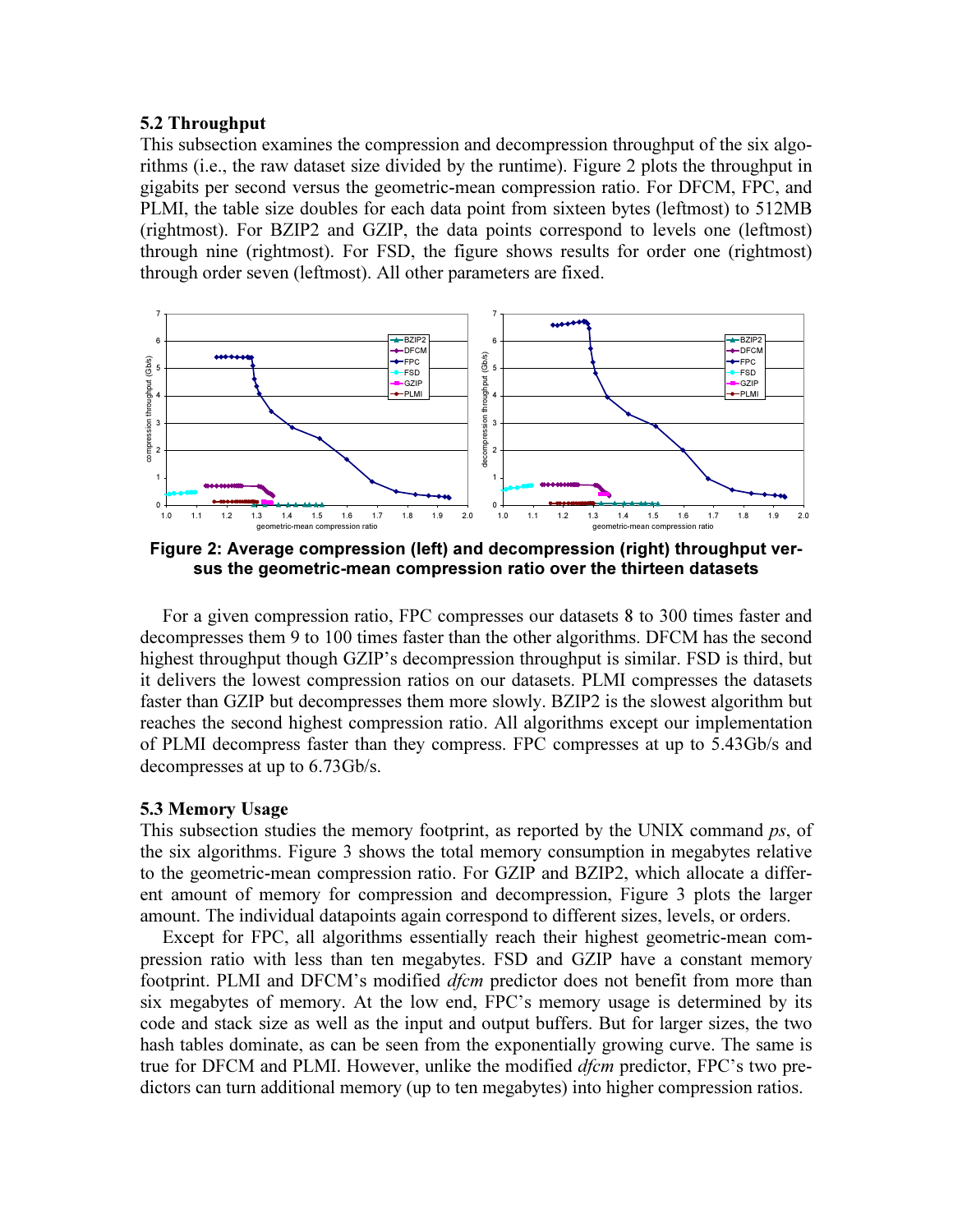### 5.2 Throughput

This subsection examines the compression and decompression throughput of the six algorithms (i.e., the raw dataset size divided by the runtime). Figure 2 plots the throughput in gigabits per second versus the geometric-mean compression ratio. For DFCM, FPC, and PLMI, the table size doubles for each data point from sixteen bytes (leftmost) to 512MB (rightmost). For BZIP2 and GZIP, the data points correspond to levels one (leftmost) through nine (rightmost). For FSD, the figure shows results for order one (rightmost) through order seven (leftmost). All other parameters are fixed.

**Figure 2: Average compression (left) and decompression (right) throughput versus the geometric-mean compression ratio over the thirteen datasets**

For a given compression ratio, FPC compresses our datasets 8 to 300 times faster and decompresses them 9 to 100 times faster than the other algorithms. DFCM has the second highest throughput though GZIP's decompression throughput is similar. FSD is third, but it delivers the lowest compression ratios on our datasets. PLMI compresses the datasets faster than GZIP but decompresses them more slowly. BZIP2 is the slowest algorithm but reaches the second highest compression ratio. All algorithms except our implementation of PLMI decompress faster than they compress. FPC compresses at up to 5.43Gb/s and decompresses at up to 6.73Gb/s.

### 5.3 Memory Usage

This subsection studies the memory footprint, as reported by the UNIX command *ps*, of the six algorithms. Figure 3 shows the total memory consumption in megabytes relative to the geometric-mean compression ratio. For GZIP and BZIP2, which allocate a different amount of memory for compression and decompression, Figure 3 plots the larger amount. The individual datapoints again correspond to different sizes, levels, or orders.

Except for FPC, all algorithms essentially reach their highest geometric-mean compression ratio with less than ten megabytes. FSD and GZIP have a constant memory footprint. PLMI and DFCM's modified *dfcm* predictor does not benefit from more than six megabytes of memory. At the low end, FPC's memory usage is determined by its code and stack size as well as the input and output buffers. But for larger sizes, the two hash tables dominate, as can be seen from the exponentially growing curve. The same is true for DFCM and PLMI. However, unlike the modified *dfcm* predictor, FPC's two predictors can turn additional memory (up to ten megabytes) into higher compression ratios.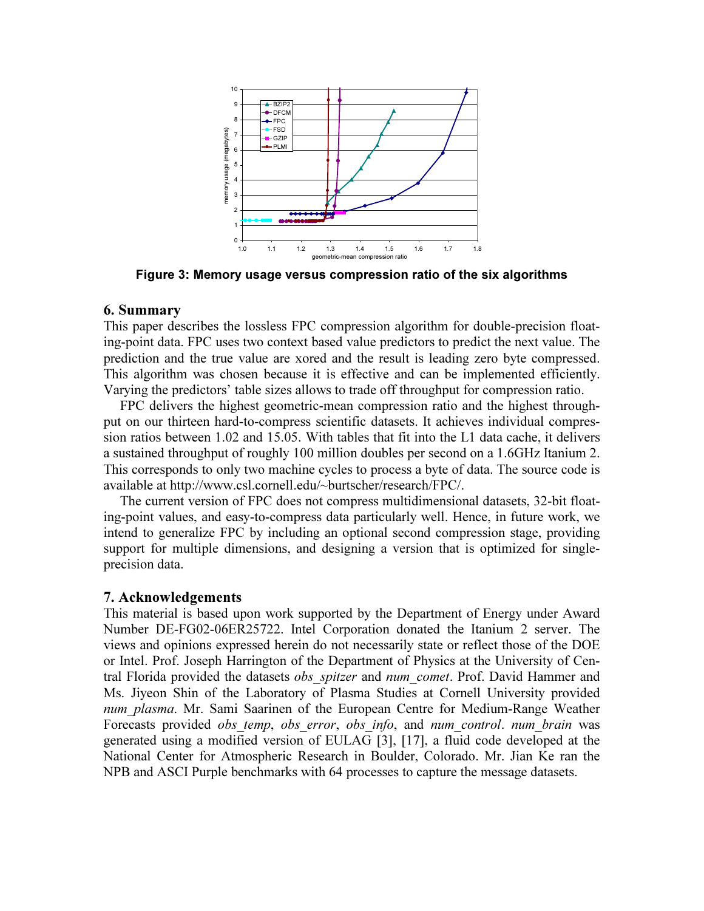Figure 3: Memory usage versus compression ratio of the six algorithms

## 6. Summary

This paper describes the lossless FPC compression algorithm for double-precision floating-point data. FPC uses two context based value predictors to predict the next value. The prediction and the true value are xored and the result is leading zero byte compressed. This algorithm was chosen because it is effective and can be implemented efficiently. Varying the predictors' table sizes allows to trade off throughput for compression ratio.

FPC delivers the highest geometric-mean compression ratio and the highest throughput on our thirteen hard-to-compress scientific datasets. It achieves individual compression ratios between 1.02 and 15.05. With tables that fit into the L1 data cache, it delivers a sustained throughput of roughly 100 million doubles per second on a 1.6GHz Itanium 2. This corresponds to only two machine cycles to process a byte of data. The source code is available at http://www.csl.cornell.edu/~burtscher/research/FPC/.

The current version of FPC does not compress multidimensional datasets, 32-bit floating-point values, and easy-to-compress data particularly well. Hence, in future work, we intend to generalize FPC by including an optional second compression stage, providing support for multiple dimensions, and designing a version that is optimized for single-precision data.

## 7. Acknowledgements

This material is based upon work supported by the Department of Energy under Award Number DE-FG02-06ER25722. Intel Corporation donated the Itanium 2 server. The views and opinions expressed herein do not necessarily state or reflect those of the DOE or Intel. Prof. Joseph Harrington of the Department of Physics at the University of Central Florida provided the datasets *obs_spitzer* and *num_comet*. Prof. David Hammer and Ms. Jiyeon Shin of the Laboratory of Plasma Studies at Cornell University provided *num_plasma*. Mr. Sami Saarinen of the European Centre for Medium-Range Weather Forecasts provided *obs_temp*, *obs_error*, *obs_info*, and *num_control*. *num_brain* was generated using a modified version of EULAG [3], [17], a fluid code developed at the National Center for Atmospheric Research in Boulder, Colorado. Mr. Jian Ke ran the NPB and ASCI Purple benchmarks with 64 processes to capture the message datasets.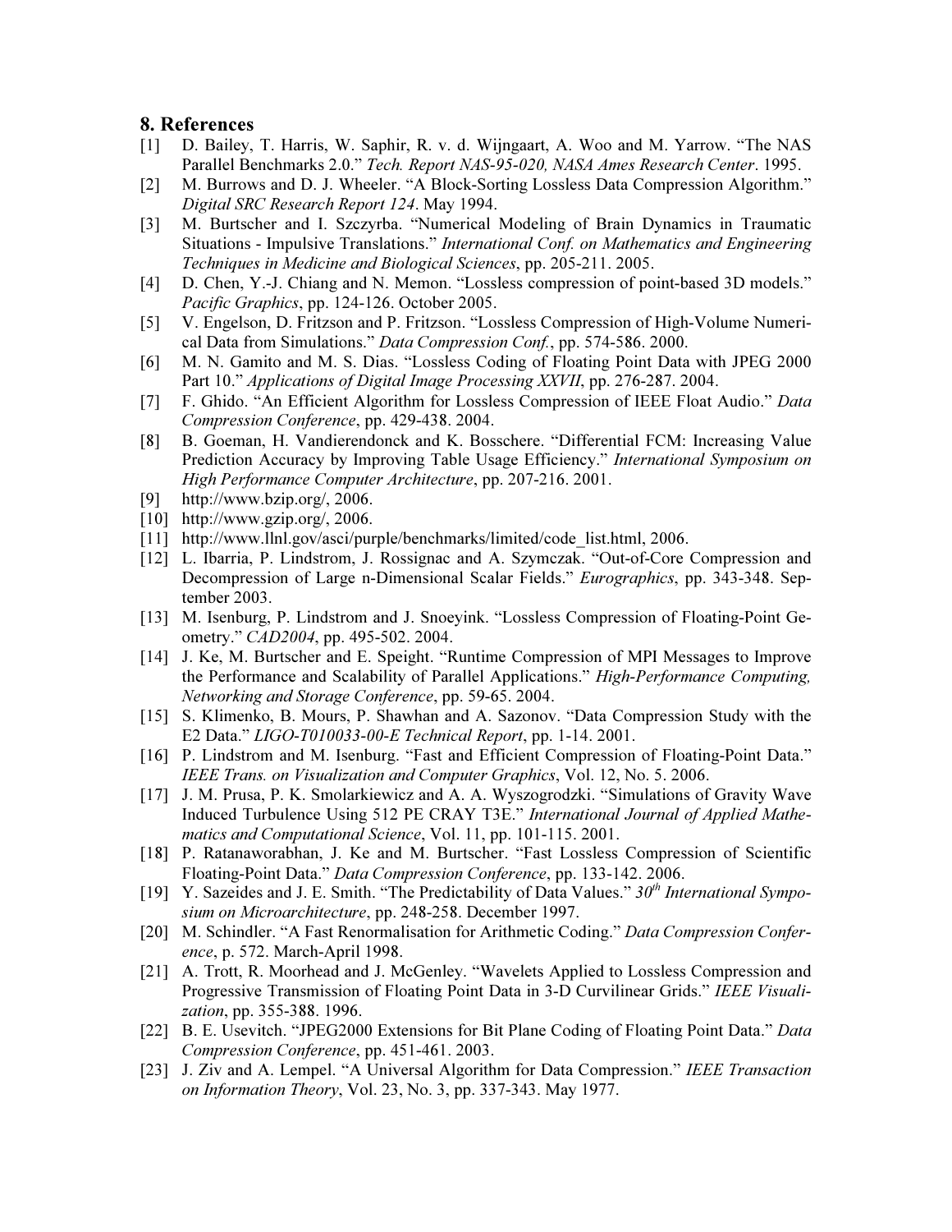## 8. References

[1] D. Bailey, T. Harris, W. Saphir, R. v. d. Wijngaart, A. Woo and M. Yarrow. "The NAS Parallel Benchmarks 2.0." *Tech. Report NAS-95-020, NASA Ames Research Center*. 1995.

[2] M. Burrows and D. J. Wheeler. "A Block-Sorting Lossless Data Compression Algorithm." *Digital SRC Research Report 124*. May 1994.

[3] M. Burtscher and I. Szczyrba. "Numerical Modeling of Brain Dynamics in Traumatic Situations - Impulsive Translations." *International Conf. on Mathematics and Engineering Techniques in Medicine and Biological Sciences*, pp. 205-211. 2005.

[4] D. Chen, Y.-J. Chiang and N. Memon. "Lossless compression of point-based 3D models." *Pacific Graphics*, pp. 124-126. October 2005.

[5] V. Engelson, D. Fritzson and P. Fritzson. "Lossless Compression of High-Volume Numerical Data from Simulations." *Data Compression Conf.*, pp. 574-586. 2000.

[6] M. N. Gamito and M. S. Dias. "Lossless Coding of Floating Point Data with JPEG 2000 Part 10." *Applications of Digital Image Processing XXVII*, pp. 276-287. 2004.

[7] F. Ghido. "An Efficient Algorithm for Lossless Compression of IEEE Float Audio." *Data Compression Conference*, pp. 429-438. 2004.

[8] B. Goeman, H. Vandierendonck and K. Bosschere. "Differential FCM: Increasing Value Prediction Accuracy by Improving Table Usage Efficiency." *International Symposium on High Performance Computer Architecture*, pp. 207-216. 2001.

[9] http://www.bzip.org/, 2006.

[10] http://www.gzip.org/, 2006.

[11] http://www.llnl.gov/asci/purple/benchmarks/limited/code_list.html, 2006.

[12] L. Ibarria, P. Lindstrom, J. Rossignac and A. Szymczak. "Out-of-Core Compression and Decompression of Large n-Dimensional Scalar Fields." *Eurographics*, pp. 343-348. September 2003.

[13] M. Isenburg, P. Lindstrom and J. Snoeyink. "Lossless Compression of Floating-Point Geometry." *CAD2004*, pp. 495-502. 2004.

[14] J. Ke, M. Burtscher and E. Speight. "Runtime Compression of MPI Messages to Improve the Performance and Scalability of Parallel Applications." *High-Performance Computing, Networking and Storage Conference*, pp. 59-65. 2004.

[15] S. Klimenko, B. Mours, P. Shawhan and A. Sazonov. "Data Compression Study with the E2 Data." *LIGO-T010033-00-E Technical Report*, pp. 1-14. 2001.

[16] P. Lindstrom and M. Isenburg. "Fast and Efficient Compression of Floating-Point Data." *IEEE Trans. on Visualization and Computer Graphics*, Vol. 12, No. 5. 2006.

[17] J. M. Prusa, P. K. Smolarkiewicz and A. A. Wyszogrodzki. "Simulations of Gravity Wave Induced Turbulence Using 512 PE CRAY T3E." *International Journal of Applied Mathematics and Computational Science*, Vol. 11, pp. 101-115. 2001.

[18] P. Ratanaworabhan, J. Ke and M. Burtscher. "Fast Lossless Compression of Scientific Floating-Point Data." *Data Compression Conference*, pp. 133-142. 2006.

[19] Y. Sazeides and J. E. Smith. "The Predictability of Data Values." *30th International Symposium on Microarchitecture*, pp. 248-258. December 1997.

[20] M. Schindler. "A Fast Renormalisation for Arithmetic Coding." *Data Compression Conference*, p. 572. March-April 1998.

[21] A. Trott, R. Moorhead and J. McGenley. "Wavelets Applied to Lossless Compression and Progressive Transmission of Floating Point Data in 3-D Curvilinear Grids." *IEEE Visualization*, pp. 355-388. 1996.

[22] B. E. Usevitch. "JPEG2000 Extensions for Bit Plane Coding of Floating Point Data." *Data Compression Conference*, pp. 451-461. 2003.

[23] J. Ziv and A. Lempel. "A Universal Algorithm for Data Compression." *IEEE Transaction on Information Theory*, Vol. 23, No. 3, pp. 337-343. May 1977.